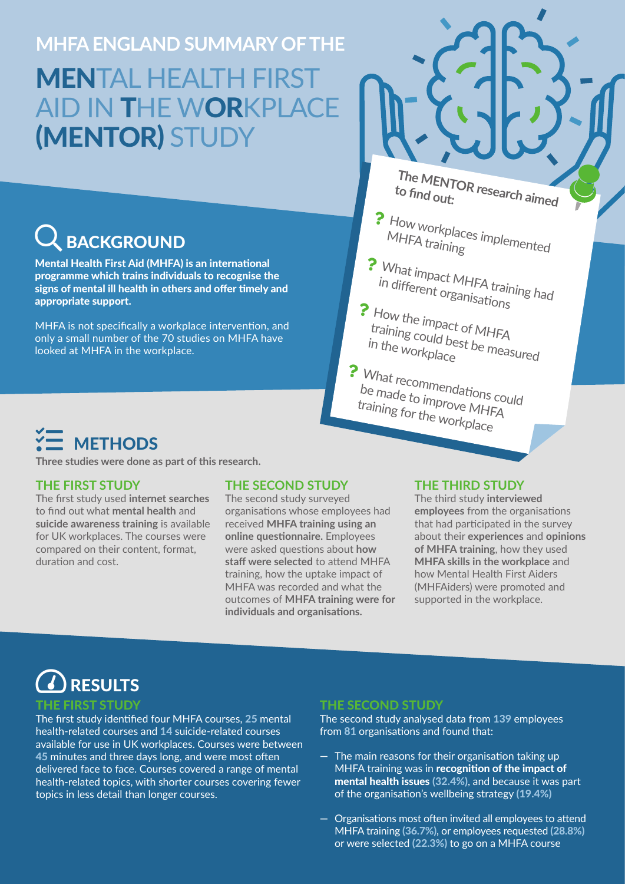MHFA ENGLAND SUMMARY OF THE

# MENTAL HEALTH FIRST AID IN THE WORKPLACE (MENTOR) STUDY

**The MENTOR research aimed to find out:**

- How workplaces implemented MHFA training
- What impact MHFA training had in different organisations
- How the impact of MHFA training could best be measured in the workplace
- What recommendations could be made to improve MHFA training for the workplace

## BACKGROUND

**Mental Health First Aid (MHFA) is an international programme which trains individuals to recognise the signs of mental ill health in others and offer timely and appropriate support.**

MHFA is not specifically a workplace intervention, and only a small number of the 70 studies on MHFA have looked at MHFA in the workplace.

## METHODS

**Three studies were done as part of this research.**

### THE FIRST STUDY

The first study used **internet searches** to find out what **mental health** and **suicide awareness training** is available for UK workplaces. The courses were compared on their content, format, duration and cost.

### THE SECOND STUDY

The second study surveyed organisations whose employees had received **MHFA training using an online questionnaire.** Employees were asked questions about **how staff were selected** to attend MHFA training, how the uptake impact of MHFA was recorded and what the outcomes of **MHFA training were for individuals and organisations.**

### THE THIRD STUDY

The third study **interviewed employees** from the organisations that had participated in the survey about their **experiences** and **opinions of MHFA training**, how they used **MHFA skills in the workplace** and how Mental Health First Aiders (MHFAiders) were promoted and supported in the workplace.

## RESULTS

### THE FIRST STUDY

The first study identified four MHFA courses, **25** mental health-related courses and **14** suicide-related courses available for use in UK workplaces. Courses were between **45** minutes and three days long, and were most often delivered face to face. Courses covered a range of mental health-related topics, with shorter courses covering fewer topics in less detail than longer courses.

### THE SECOND STUDY

The second study analysed data from **139** employees from **81** organisations and found that:

- The main reasons for their organisation taking up MHFA training was in **recognition of the impact of mental health issues (32.4%)**, and because it was part of the organisation's wellbeing strategy **(19.4%)**
- Organisations most often invited all employees to attend MHFA training **(36.7%)**, or employees requested **(28.8%)** or were selected **(22.3%)** to go on a MHFA course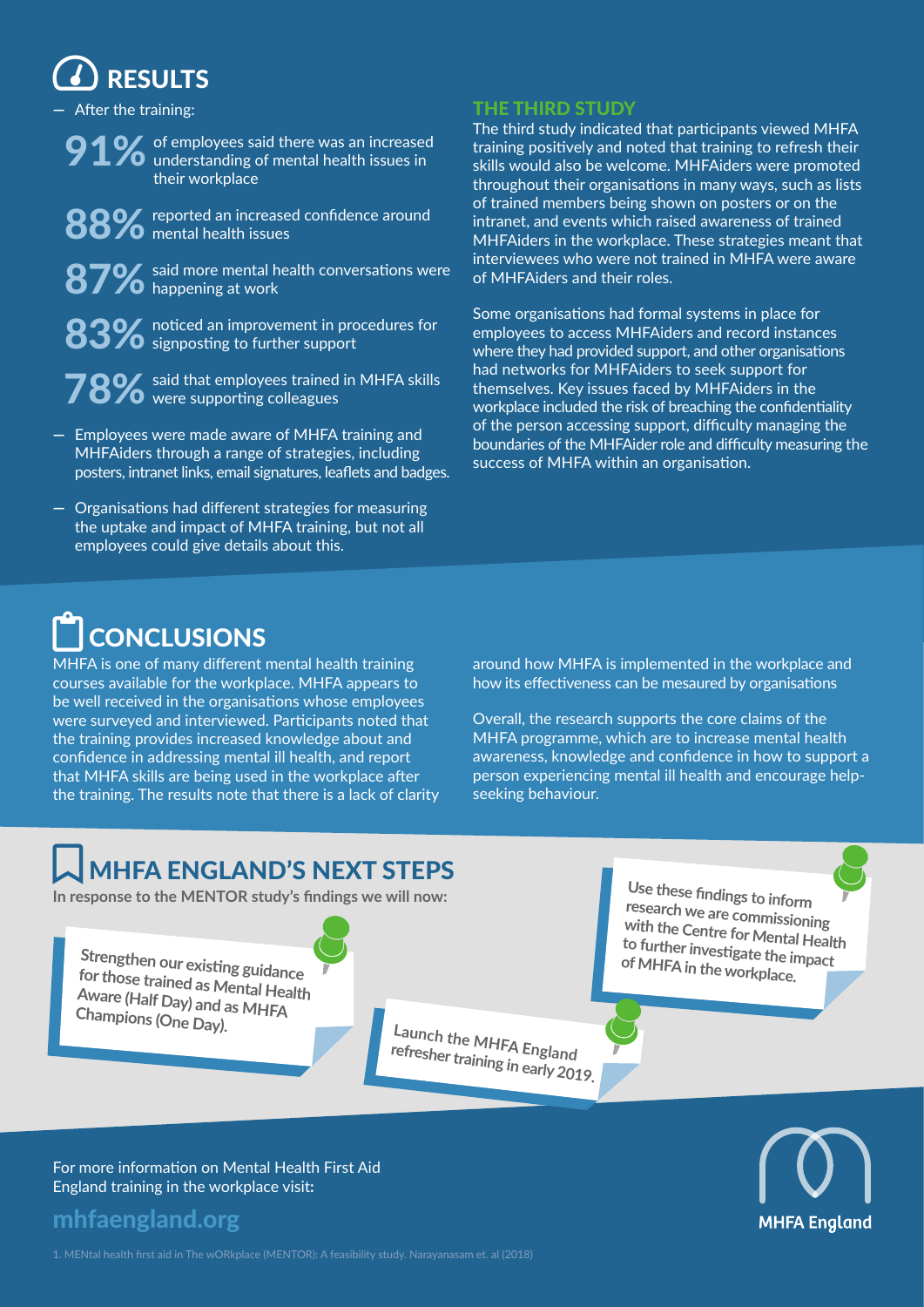## RESULTS

– After the training:

**91%** of employees said there was an increased understanding of mental health issues in their workplace

**88%** reported an increased confidence around mental health issues

**87%** said more mental health conversations were happening at work

**83%** noticed an improvement in procedures for signposting to further support

**78%** said that employees trained in MHFA skills were supporting colleagues

– Employees were made aware of MHFA training and MHFAiders through a range of strategies, including posters, intranet links, email signatures, leaflets and badges.

– Organisations had different strategies for measuring the uptake and impact of MHFA training, but not all employees could give details about this.

### THE THIRD STUDY

The third study indicated that participants viewed MHFA training positively and noted that training to refresh their skills would also be welcome. MHFAiders were promoted throughout their organisations in many ways, such as lists of trained members being shown on posters or on the intranet, and events which raised awareness of trained MHFAiders in the workplace. These strategies meant that interviewees who were not trained in MHFA were aware of MHFAiders and their roles.

Some organisations had formal systems in place for employees to access MHFAiders and record instances where they had provided support, and other organisations had networks for MHFAiders to seek support for themselves. Key issues faced by MHFAiders in the workplace included the risk of breaching the confidentiality of the person accessing support, difficulty managing the boundaries of the MHFAider role and difficulty measuring the success of MHFA within an organisation.

## CONCLUSIONS

MHFA is one of many different mental health training courses available for the workplace. MHFA appears to be well received in the organisations whose employees were surveyed and interviewed. Participants noted that the training provides increased knowledge about and confidence in addressing mental ill health, and report that MHFA skills are being used in the workplace after the training. The results note that there is a lack of clarity around how MHFA is implemented in the workplace and how its effectiveness can be mesaured by organisations

Overall, the research supports the core claims of the MHFA programme, which are to increase mental health awareness, knowledge and confidence in how to support a person experiencing mental ill health and encourage help-seeking behaviour.

## MHFA ENGLAND'S NEXT STEPS

**In response to the MENTOR study's findings we will now:**

- Strengthen our existing guidance for those trained as Mental Health Aware (Half Day) and as MHFA Champions (One Day).
- Launch the MHFA England refresher training in early 2019.
- Use these findings to inform research we are commissioning with the Centre for Mental Health to further investigate the impact of MHFA in the workplace.

For more information on Mental Health First Aid England training in the workplace visit:

**mhfaengland.org**

MHFA England

1. MENtal health first aid in The wORkplace (MENTOR): A feasibility study. Narayanasam et. al (2018)